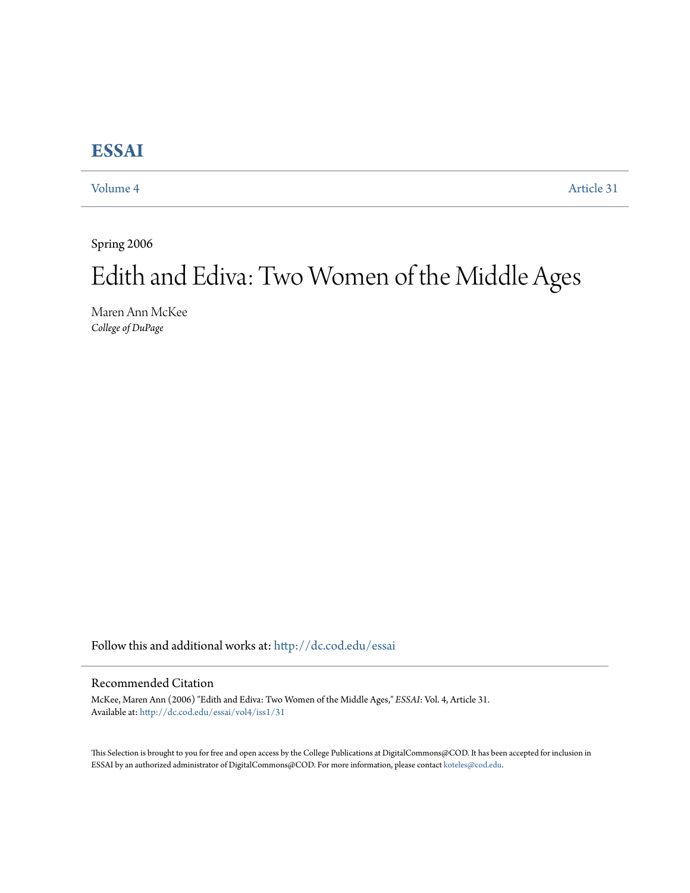# ESSAI

Volume 4 Article 31

Spring 2006

# Edith and Ediva: Two Women of the Middle Ages

Maren Ann McKee
*College of DuPage*

Follow this and additional works at: http://dc.cod.edu/essai

## Recommended Citation

McKee, Maren Ann (2006) "Edith and Ediva: Two Women of the Middle Ages," *ESSAI*: Vol. 4, Article 31.
Available at: http://dc.cod.edu/essai/vol4/iss1/31

This Selection is brought to you for free and open access by the College Publications at DigitalCommons@COD. It has been accepted for inclusion in ESSAI by an authorized administrator of DigitalCommons@COD. For more information, please contact koteles@cod.edu.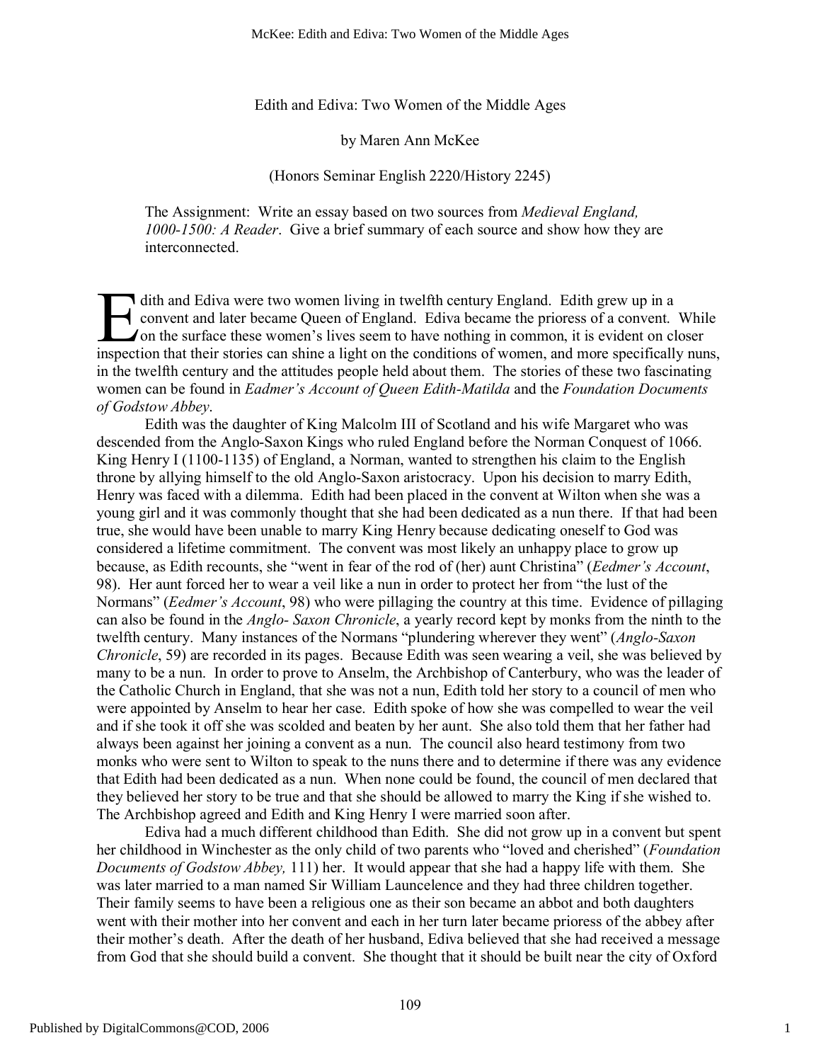# Edith and Ediva: Two Women of the Middle Ages

by Maren Ann McKee

(Honors Seminar English 2220/History 2245)

The Assignment: Write an essay based on two sources from *Medieval England, 1000-1500: A Reader*. Give a brief summary of each source and show how they are interconnected.

Edith and Ediva were two women living in twelfth century England. Edith grew up in a convent and later became Queen of England. Ediva became the prioress of a convent. While on the surface these women's lives seem to have nothing in common, it is evident on closer inspection that their stories can shine a light on the conditions of women, and more specifically nuns, in the twelfth century and the attitudes people held about them. The stories of these two fascinating women can be found in *Eadmer's Account of Queen Edith-Matilda* and the *Foundation Documents of Godstow Abbey*.

Edith was the daughter of King Malcolm III of Scotland and his wife Margaret who was descended from the Anglo-Saxon Kings who ruled England before the Norman Conquest of 1066. King Henry I (1100-1135) of England, a Norman, wanted to strengthen his claim to the English throne by allying himself to the old Anglo-Saxon aristocracy. Upon his decision to marry Edith, Henry was faced with a dilemma. Edith had been placed in the convent at Wilton when she was a young girl and it was commonly thought that she had been dedicated as a nun there. If that had been true, she would have been unable to marry King Henry because dedicating oneself to God was considered a lifetime commitment. The convent was most likely an unhappy place to grow up because, as Edith recounts, she "went in fear of the rod of (her) aunt Christina" (*Eedmer's Account*, 98). Her aunt forced her to wear a veil like a nun in order to protect her from "the lust of the Normans" (*Eedmer's Account*, 98) who were pillaging the country at this time. Evidence of pillaging can also be found in the *Anglo- Saxon Chronicle*, a yearly record kept by monks from the ninth to the twelfth century. Many instances of the Normans "plundering wherever they went" (*Anglo-Saxon Chronicle*, 59) are recorded in its pages. Because Edith was seen wearing a veil, she was believed by many to be a nun. In order to prove to Anselm, the Archbishop of Canterbury, who was the leader of the Catholic Church in England, that she was not a nun, Edith told her story to a council of men who were appointed by Anselm to hear her case. Edith spoke of how she was compelled to wear the veil and if she took it off she was scolded and beaten by her aunt. She also told them that her father had always been against her joining a convent as a nun. The council also heard testimony from two monks who were sent to Wilton to speak to the nuns there and to determine if there was any evidence that Edith had been dedicated as a nun. When none could be found, the council of men declared that they believed her story to be true and that she should be allowed to marry the King if she wished to. The Archbishop agreed and Edith and King Henry I were married soon after.

Ediva had a much different childhood than Edith. She did not grow up in a convent but spent her childhood in Winchester as the only child of two parents who "loved and cherished" (*Foundation Documents of Godstow Abbey,* 111) her. It would appear that she had a happy life with them. She was later married to a man named Sir William Launcelence and they had three children together. Their family seems to have been a religious one as their son became an abbot and both daughters went with their mother into her convent and each in her turn later became prioress of the abbey after their mother's death. After the death of her husband, Ediva believed that she had received a message from God that she should build a convent. She thought that it should be built near the city of Oxford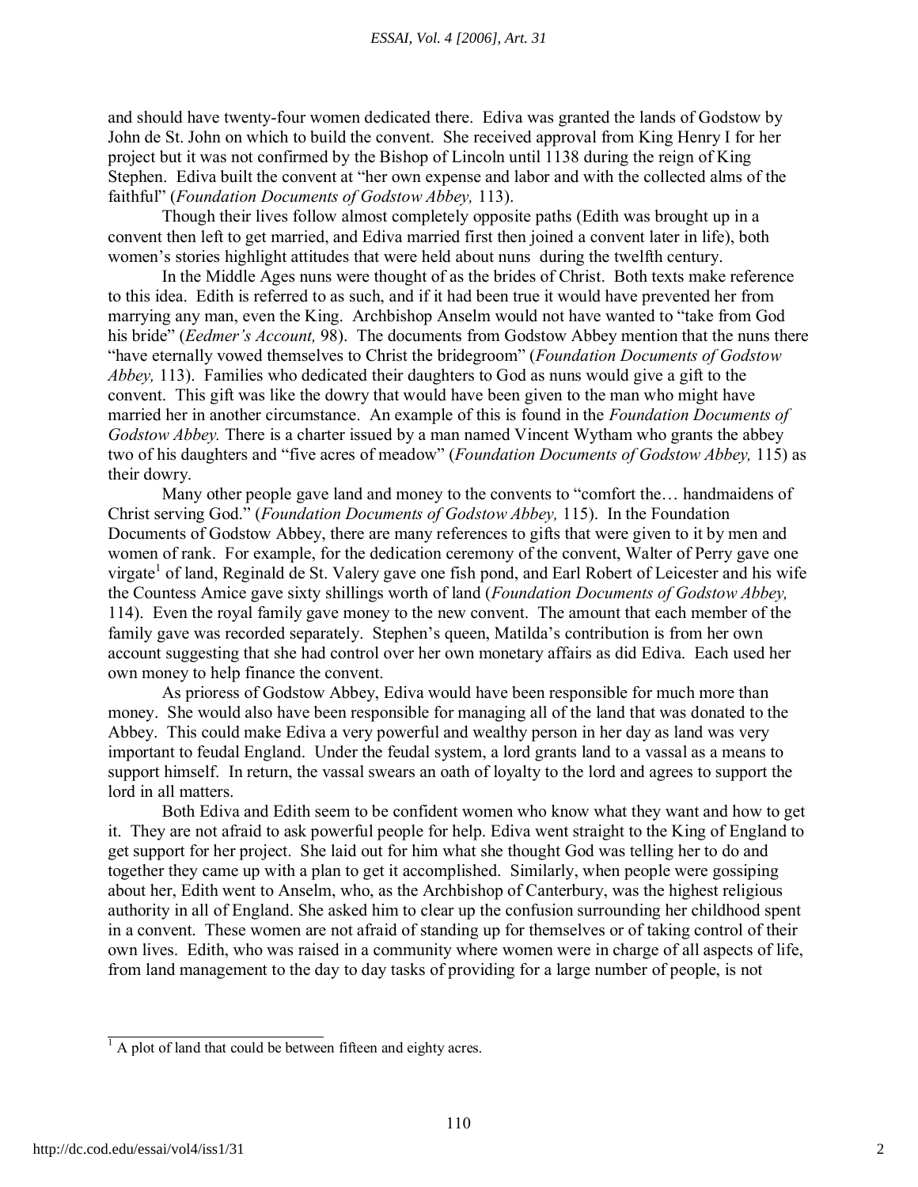and should have twenty-four women dedicated there. Ediva was granted the lands of Godstow by John de St. John on which to build the convent. She received approval from King Henry I for her project but it was not confirmed by the Bishop of Lincoln until 1138 during the reign of King Stephen. Ediva built the convent at "her own expense and labor and with the collected alms of the faithful" (*Foundation Documents of Godstow Abbey,* 113).

Though their lives follow almost completely opposite paths (Edith was brought up in a convent then left to get married, and Ediva married first then joined a convent later in life), both women's stories highlight attitudes that were held about nuns during the twelfth century.

In the Middle Ages nuns were thought of as the brides of Christ. Both texts make reference to this idea. Edith is referred to as such, and if it had been true it would have prevented her from marrying any man, even the King. Archbishop Anselm would not have wanted to "take from God his bride" (*Eedmer's Account,* 98). The documents from Godstow Abbey mention that the nuns there "have eternally vowed themselves to Christ the bridegroom" (*Foundation Documents of Godstow Abbey,* 113). Families who dedicated their daughters to God as nuns would give a gift to the convent. This gift was like the dowry that would have been given to the man who might have married her in another circumstance. An example of this is found in the *Foundation Documents of Godstow Abbey.* There is a charter issued by a man named Vincent Wytham who grants the abbey two of his daughters and "five acres of meadow" (*Foundation Documents of Godstow Abbey,* 115) as their dowry.

Many other people gave land and money to the convents to "comfort the… handmaidens of Christ serving God." (*Foundation Documents of Godstow Abbey,* 115). In the Foundation Documents of Godstow Abbey, there are many references to gifts that were given to it by men and women of rank. For example, for the dedication ceremony of the convent, Walter of Perry gave one virgate[1] of land, Reginald de St. Valery gave one fish pond, and Earl Robert of Leicester and his wife the Countess Amice gave sixty shillings worth of land (*Foundation Documents of Godstow Abbey,* 114). Even the royal family gave money to the new convent. The amount that each member of the family gave was recorded separately. Stephen's queen, Matilda's contribution is from her own account suggesting that she had control over her own monetary affairs as did Ediva. Each used her own money to help finance the convent.

As prioress of Godstow Abbey, Ediva would have been responsible for much more than money. She would also have been responsible for managing all of the land that was donated to the Abbey. This could make Ediva a very powerful and wealthy person in her day as land was very important to feudal England. Under the feudal system, a lord grants land to a vassal as a means to support himself. In return, the vassal swears an oath of loyalty to the lord and agrees to support the lord in all matters.

Both Ediva and Edith seem to be confident women who know what they want and how to get it. They are not afraid to ask powerful people for help. Ediva went straight to the King of England to get support for her project. She laid out for him what she thought God was telling her to do and together they came up with a plan to get it accomplished. Similarly, when people were gossiping about her, Edith went to Anselm, who, as the Archbishop of Canterbury, was the highest religious authority in all of England. She asked him to clear up the confusion surrounding her childhood spent in a convent. These women are not afraid of standing up for themselves or of taking control of their own lives. Edith, who was raised in a community where women were in charge of all aspects of life, from land management to the day to day tasks of providing for a large number of people, is not

[1] A plot of land that could be between fifteen and eighty acres.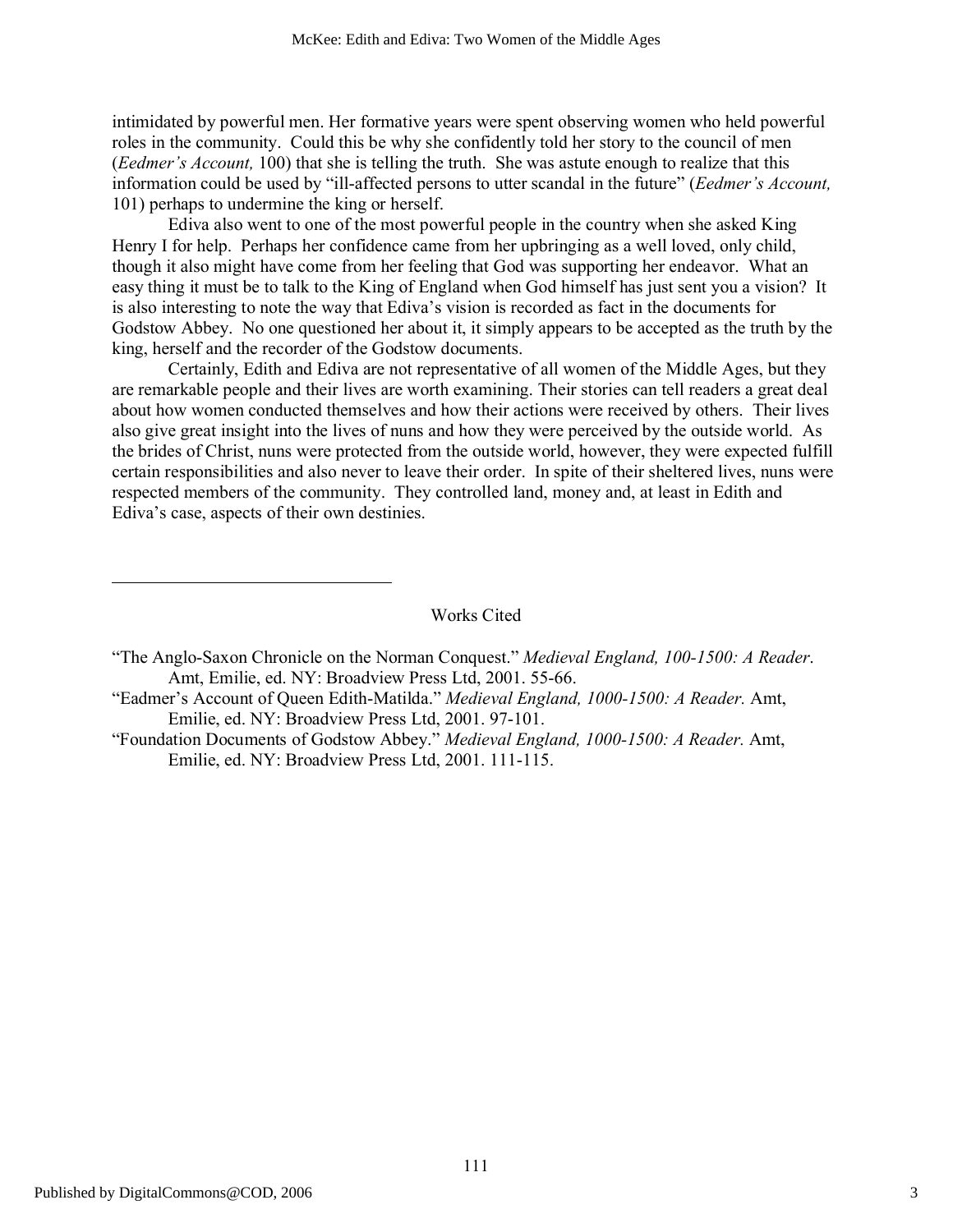intimidated by powerful men. Her formative years were spent observing women who held powerful roles in the community. Could this be why she confidently told her story to the council of men (*Eedmer's Account,* 100) that she is telling the truth. She was astute enough to realize that this information could be used by "ill-affected persons to utter scandal in the future" (*Eedmer's Account,* 101) perhaps to undermine the king or herself.

Ediva also went to one of the most powerful people in the country when she asked King Henry I for help. Perhaps her confidence came from her upbringing as a well loved, only child, though it also might have come from her feeling that God was supporting her endeavor. What an easy thing it must be to talk to the King of England when God himself has just sent you a vision? It is also interesting to note the way that Ediva's vision is recorded as fact in the documents for Godstow Abbey. No one questioned her about it, it simply appears to be accepted as the truth by the king, herself and the recorder of the Godstow documents.

Certainly, Edith and Ediva are not representative of all women of the Middle Ages, but they are remarkable people and their lives are worth examining. Their stories can tell readers a great deal about how women conducted themselves and how their actions were received by others. Their lives also give great insight into the lives of nuns and how they were perceived by the outside world. As the brides of Christ, nuns were protected from the outside world, however, they were expected fulfill certain responsibilities and also never to leave their order. In spite of their sheltered lives, nuns were respected members of the community. They controlled land, money and, at least in Edith and Ediva's case, aspects of their own destinies.

## Works Cited

"The Anglo-Saxon Chronicle on the Norman Conquest." *Medieval England, 100-1500: A Reader*. Amt, Emilie, ed. NY: Broadview Press Ltd, 2001. 55-66.

"Eadmer's Account of Queen Edith-Matilda." *Medieval England, 1000-1500: A Reader.* Amt, Emilie, ed. NY: Broadview Press Ltd, 2001. 97-101.

"Foundation Documents of Godstow Abbey." *Medieval England, 1000-1500: A Reader.* Amt, Emilie, ed. NY: Broadview Press Ltd, 2001. 111-115.